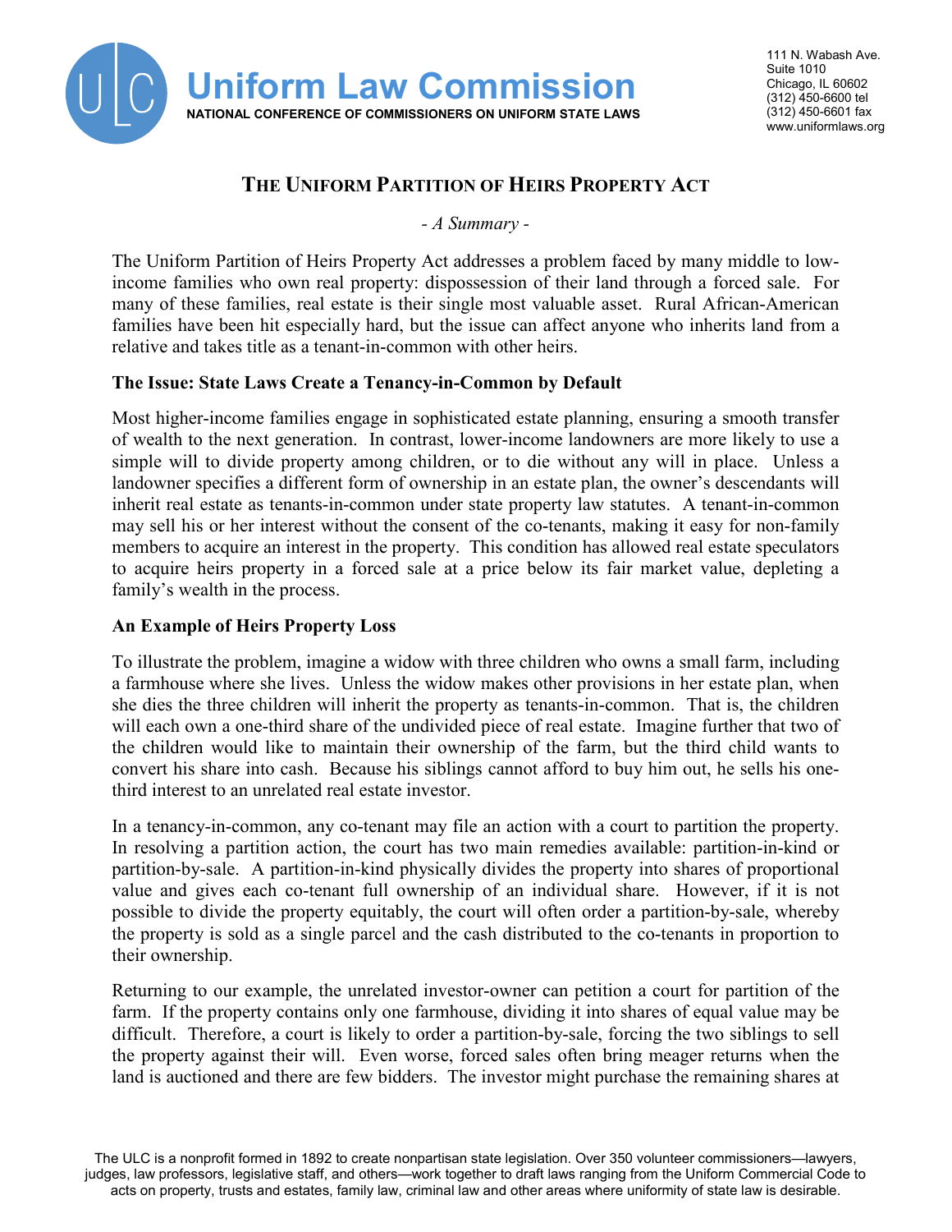**Uniform Law Commission**

**NATIONAL CONFERENCE OF COMMISSIONERS ON UNIFORM STATE LAWS**

111 N. Wabash Ave.
Suite 1010
Chicago, IL 60602
(312) 450-6600 tel
(312) 450-6601 fax
www.uniformlaws.org

# THE UNIFORM PARTITION OF HEIRS PROPERTY ACT

*- A Summary -*

The Uniform Partition of Heirs Property Act addresses a problem faced by many middle to low-income families who own real property: dispossession of their land through a forced sale. For many of these families, real estate is their single most valuable asset. Rural African-American families have been hit especially hard, but the issue can affect anyone who inherits land from a relative and takes title as a tenant-in-common with other heirs.

**The Issue: State Laws Create a Tenancy-in-Common by Default**

Most higher-income families engage in sophisticated estate planning, ensuring a smooth transfer of wealth to the next generation. In contrast, lower-income landowners are more likely to use a simple will to divide property among children, or to die without any will in place. Unless a landowner specifies a different form of ownership in an estate plan, the owner's descendants will inherit real estate as tenants-in-common under state property law statutes. A tenant-in-common may sell his or her interest without the consent of the co-tenants, making it easy for non-family members to acquire an interest in the property. This condition has allowed real estate speculators to acquire heirs property in a forced sale at a price below its fair market value, depleting a family's wealth in the process.

**An Example of Heirs Property Loss**

To illustrate the problem, imagine a widow with three children who owns a small farm, including a farmhouse where she lives. Unless the widow makes other provisions in her estate plan, when she dies the three children will inherit the property as tenants-in-common. That is, the children will each own a one-third share of the undivided piece of real estate. Imagine further that two of the children would like to maintain their ownership of the farm, but the third child wants to convert his share into cash. Because his siblings cannot afford to buy him out, he sells his one-third interest to an unrelated real estate investor.

In a tenancy-in-common, any co-tenant may file an action with a court to partition the property. In resolving a partition action, the court has two main remedies available: partition-in-kind or partition-by-sale. A partition-in-kind physically divides the property into shares of proportional value and gives each co-tenant full ownership of an individual share. However, if it is not possible to divide the property equitably, the court will often order a partition-by-sale, whereby the property is sold as a single parcel and the cash distributed to the co-tenants in proportion to their ownership.

Returning to our example, the unrelated investor-owner can petition a court for partition of the farm. If the property contains only one farmhouse, dividing it into shares of equal value may be difficult. Therefore, a court is likely to order a partition-by-sale, forcing the two siblings to sell the property against their will. Even worse, forced sales often bring meager returns when the land is auctioned and there are few bidders. The investor might purchase the remaining shares at

The ULC is a nonprofit formed in 1892 to create nonpartisan state legislation. Over 350 volunteer commissioners—lawyers, judges, law professors, legislative staff, and others—work together to draft laws ranging from the Uniform Commercial Code to acts on property, trusts and estates, family law, criminal law and other areas where uniformity of state law is desirable.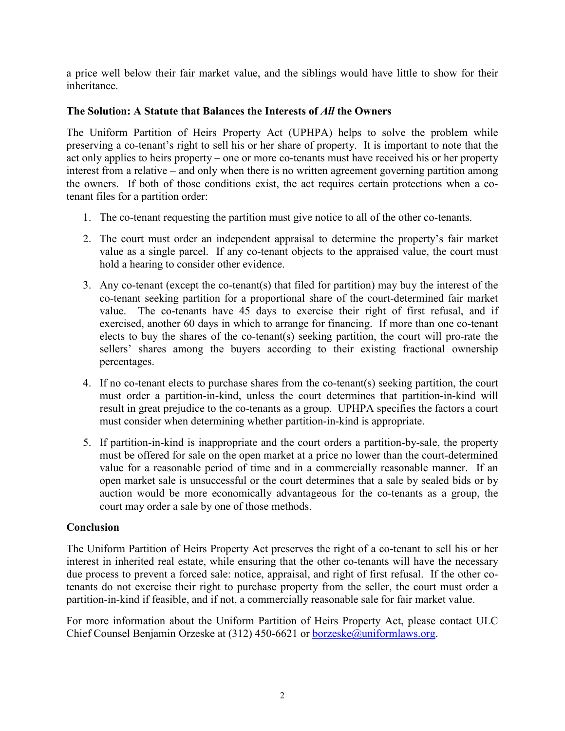a price well below their fair market value, and the siblings would have little to show for their inheritance.

**The Solution: A Statute that Balances the Interests of *All* the Owners**

The Uniform Partition of Heirs Property Act (UPHPA) helps to solve the problem while preserving a co-tenant's right to sell his or her share of property. It is important to note that the act only applies to heirs property – one or more co-tenants must have received his or her property interest from a relative – and only when there is no written agreement governing partition among the owners. If both of those conditions exist, the act requires certain protections when a co-tenant files for a partition order:

1. The co-tenant requesting the partition must give notice to all of the other co-tenants.

2. The court must order an independent appraisal to determine the property's fair market value as a single parcel. If any co-tenant objects to the appraised value, the court must hold a hearing to consider other evidence.

3. Any co-tenant (except the co-tenant(s) that filed for partition) may buy the interest of the co-tenant seeking partition for a proportional share of the court-determined fair market value. The co-tenants have 45 days to exercise their right of first refusal, and if exercised, another 60 days in which to arrange for financing. If more than one co-tenant elects to buy the shares of the co-tenant(s) seeking partition, the court will pro-rate the sellers' shares among the buyers according to their existing fractional ownership percentages.

4. If no co-tenant elects to purchase shares from the co-tenant(s) seeking partition, the court must order a partition-in-kind, unless the court determines that partition-in-kind will result in great prejudice to the co-tenants as a group. UPHPA specifies the factors a court must consider when determining whether partition-in-kind is appropriate.

5. If partition-in-kind is inappropriate and the court orders a partition-by-sale, the property must be offered for sale on the open market at a price no lower than the court-determined value for a reasonable period of time and in a commercially reasonable manner. If an open market sale is unsuccessful or the court determines that a sale by sealed bids or by auction would be more economically advantageous for the co-tenants as a group, the court may order a sale by one of those methods.

**Conclusion**

The Uniform Partition of Heirs Property Act preserves the right of a co-tenant to sell his or her interest in inherited real estate, while ensuring that the other co-tenants will have the necessary due process to prevent a forced sale: notice, appraisal, and right of first refusal. If the other co-tenants do not exercise their right to purchase property from the seller, the court must order a partition-in-kind if feasible, and if not, a commercially reasonable sale for fair market value.

For more information about the Uniform Partition of Heirs Property Act, please contact ULC Chief Counsel Benjamin Orzeske at (312) 450-6621 or borzeske@uniformlaws.org.